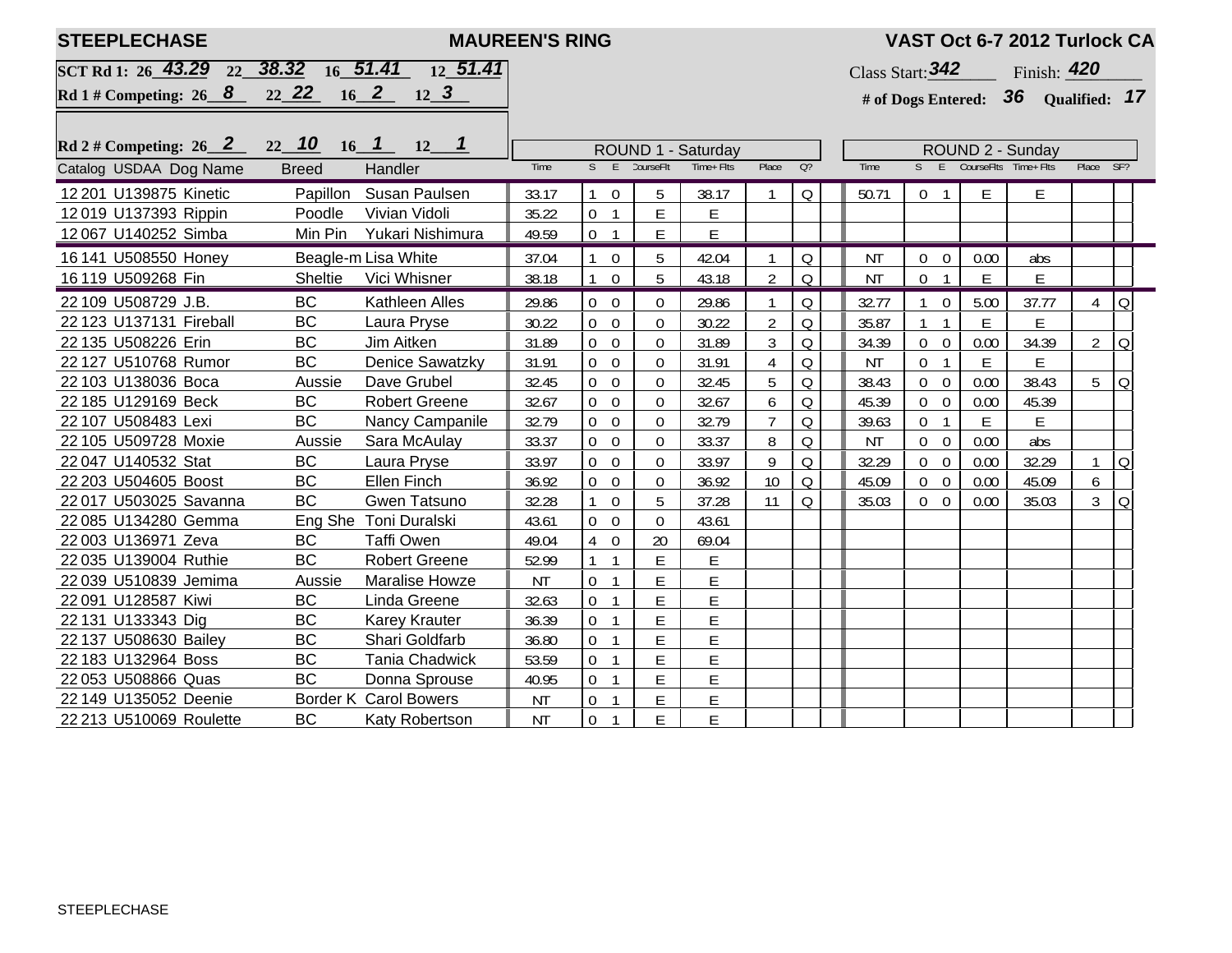**STEEPLECHASE** **MAUREEN'S RING** **VAST Oct 6-7 2012 Turlock CA**

**SCT Rd 1:** 26 _43.29_ 22 _38.32_ 16 _51.41_ 12 _51.41_

**Rd 1 # Competing:** 26 _8_ 22 _22_ 16 _2_ 12 _3_

**Rd 2 # Competing:** 26 _2_ 22 _10_ 16 _1_ 12 _1_

Class Start: _342_ Finish: _420_

**# of Dogs Entered:** _36_ **Qualified:** _17_

| Catalog | USDAA | Dog Name | Breed | Handler | ROUND 1 - Saturday | | | | | | | ROUND 2 - Sunday | | | | | | |
|---|---|---|---|---|---|---|---|---|---|---|---|---|---|---|---|---|---|---|
| | | | | | Time | S | E | CourseFlt | Time+Flts | Place | Q? | Time | S | E | CourseFlts | Time+Flts | Place | SF? |
| 12 201 | U139875 | Kinetic | Papillon | Susan Paulsen | 33.17 | 1 | 0 | 5 | 38.17 | 1 | Q | 50.71 | 0 | 1 | E | E | | |
| 12 019 | U137393 | Rippin | Poodle | Vivian Vidoli | 35.22 | 0 | 1 | E | E | | | | | | | | | |
| 12 067 | U140252 | Simba | Min Pin | Yukari Nishimura | 49.59 | 0 | 1 | E | E | | | | | | | | | |
| 16 141 | U508550 | Honey | Beagle-m | Lisa White | 37.04 | 1 | 0 | 5 | 42.04 | 1 | Q | NT | 0 | 0 | 0.00 | abs | | |
| 16 119 | U509268 | Fin | Sheltie | Vici Whisner | 38.18 | 1 | 0 | 5 | 43.18 | 2 | Q | NT | 0 | 1 | E | E | | |
| 22 109 | U508729 | J.B. | BC | Kathleen Alles | 29.86 | 0 | 0 | 0 | 29.86 | 1 | Q | 32.77 | 1 | 0 | 5.00 | 37.77 | 4 | Q |
| 22 123 | U137131 | Fireball | BC | Laura Pryse | 30.22 | 0 | 0 | 0 | 30.22 | 2 | Q | 35.87 | 1 | 1 | E | E | | |
| 22 135 | U508226 | Erin | BC | Jim Aitken | 31.89 | 0 | 0 | 0 | 31.89 | 3 | Q | 34.39 | 0 | 0 | 0.00 | 34.39 | 2 | Q |
| 22 127 | U510768 | Rumor | BC | Denice Sawatzky | 31.91 | 0 | 0 | 0 | 31.91 | 4 | Q | NT | 0 | 1 | E | E | | |
| 22 103 | U138036 | Boca | Aussie | Dave Grubel | 32.45 | 0 | 0 | 0 | 32.45 | 5 | Q | 38.43 | 0 | 0 | 0.00 | 38.43 | 5 | Q |
| 22 185 | U129169 | Beck | BC | Robert Greene | 32.67 | 0 | 0 | 0 | 32.67 | 6 | Q | 45.39 | 0 | 0 | 0.00 | 45.39 | | |
| 22 107 | U508483 | Lexi | BC | Nancy Campanile | 32.79 | 0 | 0 | 0 | 32.79 | 7 | Q | 39.63 | 0 | 1 | E | E | | |
| 22 105 | U509728 | Moxie | Aussie | Sara McAulay | 33.37 | 0 | 0 | 0 | 33.37 | 8 | Q | NT | 0 | 0 | 0.00 | abs | | |
| 22 047 | U140532 | Stat | BC | Laura Pryse | 33.97 | 0 | 0 | 0 | 33.97 | 9 | Q | 32.29 | 0 | 0 | 0.00 | 32.29 | 1 | Q |
| 22 203 | U504605 | Boost | BC | Ellen Finch | 36.92 | 0 | 0 | 0 | 36.92 | 10 | Q | 45.09 | 0 | 0 | 0.00 | 45.09 | 6 | |
| 22 017 | U503025 | Savanna | BC | Gwen Tatsuno | 32.28 | 1 | 0 | 5 | 37.28 | 11 | Q | 35.03 | 0 | 0 | 0.00 | 35.03 | 3 | Q |
| 22 085 | U134280 | Gemma | Eng She | Toni Duralski | 43.61 | 0 | 0 | 0 | 43.61 | | | | | | | | | |
| 22 003 | U136971 | Zeva | BC | Taffi Owen | 49.04 | 4 | 0 | 20 | 69.04 | | | | | | | | | |
| 22 035 | U139004 | Ruthie | BC | Robert Greene | 52.99 | 1 | 1 | E | E | | | | | | | | | |
| 22 039 | U510839 | Jemima | Aussie | Maralise Howze | NT | 0 | 1 | E | E | | | | | | | | | |
| 22 091 | U128587 | Kiwi | BC | Linda Greene | 32.63 | 0 | 1 | E | E | | | | | | | | | |
| 22 131 | U133343 | Dig | BC | Karey Krauter | 36.39 | 0 | 1 | E | E | | | | | | | | | |
| 22 137 | U508630 | Bailey | BC | Shari Goldfarb | 36.80 | 0 | 1 | E | E | | | | | | | | | |
| 22 183 | U132964 | Boss | BC | Tania Chadwick | 53.59 | 0 | 1 | E | E | | | | | | | | | |
| 22 053 | U508866 | Quas | BC | Donna Sprouse | 40.95 | 0 | 1 | E | E | | | | | | | | | |
| 22 149 | U135052 | Deenie | Border K | Carol Bowers | NT | 0 | 1 | E | E | | | | | | | | | |
| 22 213 | U510069 | Roulette | BC | Katy Robertson | NT | 0 | 1 | E | E | | | | | | | | | |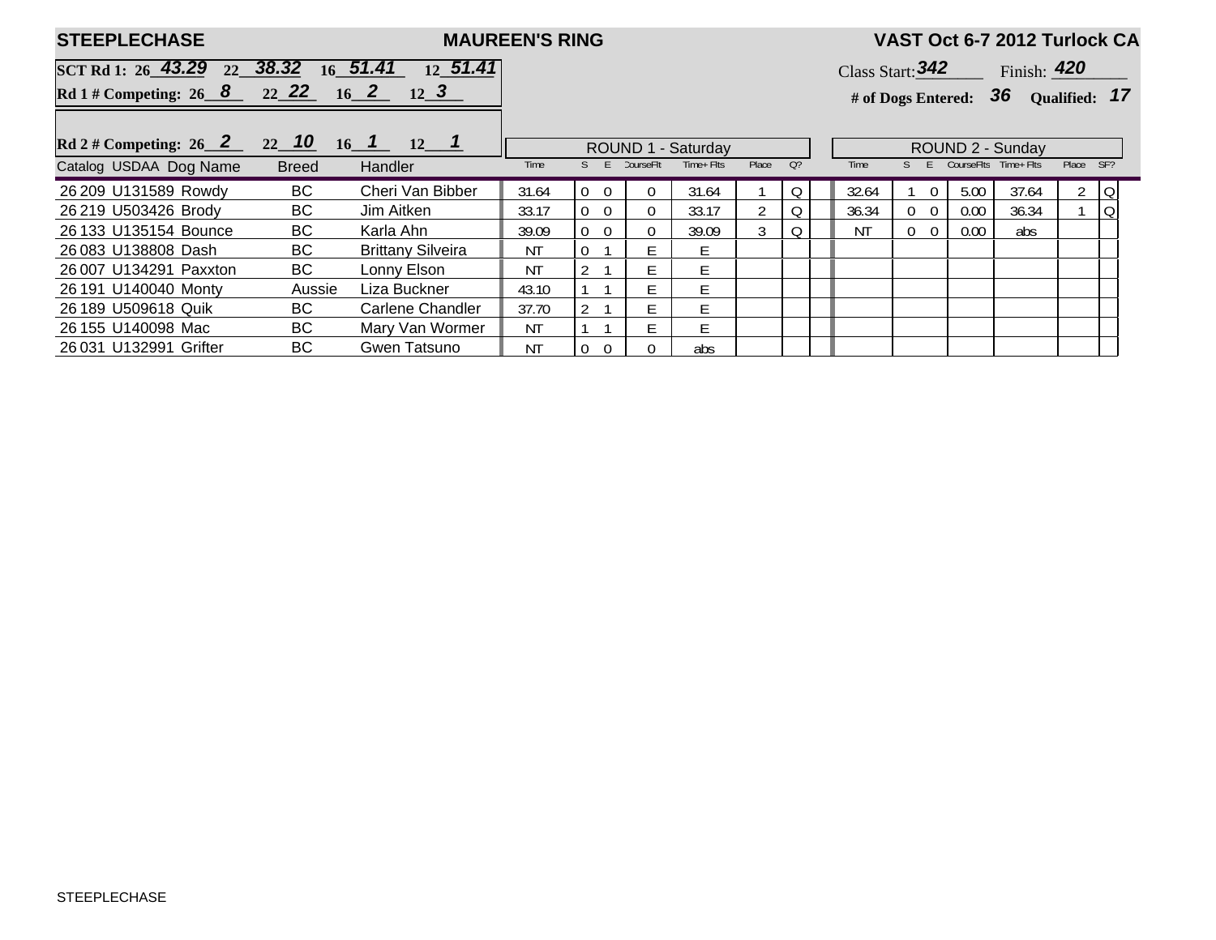**STEEPLECHASE** | **MAUREEN'S RING** | **VAST Oct 6-7 2012 Turlock CA**

**SCT Rd 1:** 26 *43.29* 22 *38.32* 16 *51.41* 12 *51.41*

**Rd 1 # Competing:** 26 *8* 22 *22* 16 *2* 12 *3*

**Rd 2 # Competing:** 26 *2* 22 *10* 16 *1* 12 *1*

Class Start: *342* Finish: *420*

**# of Dogs Entered:** *36* **Qualified:** *17*

| Catalog | USDAA | Dog Name | Breed | Handler | ROUND 1 - Saturday | | | | | | | ROUND 2 - Sunday | | | | | | |
|---|---|---|---|---|---|---|---|---|---|---|---|---|---|---|---|---|---|---|
| | | | | | Time | S | E | CourseFlt | Time+ Flts | Place | Q? | Time | S | E | CourseFlts | Time+ Flts | Place | SF? |
| 26 209 | U131589 | Rowdy | BC | Cheri Van Bibber | 31.64 | 0 | 0 | 0 | 31.64 | 1 | Q | 32.64 | 1 | 0 | 5.00 | 37.64 | 2 | Q |
| 26 219 | U503426 | Brody | BC | Jim Aitken | 33.17 | 0 | 0 | 0 | 33.17 | 2 | Q | 36.34 | 0 | 0 | 0.00 | 36.34 | 1 | Q |
| 26 133 | U135154 | Bounce | BC | Karla Ahn | 39.09 | 0 | 0 | 0 | 39.09 | 3 | Q | NT | 0 | 0 | 0.00 | abs | | |
| 26 083 | U138808 | Dash | BC | Brittany Silveira | NT | 0 | 1 | E | E | | | | | | | | | |
| 26 007 | U134291 | Paxxton | BC | Lonny Elson | NT | 2 | 1 | E | E | | | | | | | | | |
| 26 191 | U140040 | Monty | Aussie | Liza Buckner | 43.10 | 1 | 1 | E | E | | | | | | | | | |
| 26 189 | U509618 | Quik | BC | Carlene Chandler | 37.70 | 2 | 1 | E | E | | | | | | | | | |
| 26 155 | U140098 | Mac | BC | Mary Van Wormer | NT | 1 | 1 | E | E | | | | | | | | | |
| 26 031 | U132991 | Grifter | BC | Gwen Tatsuno | NT | 0 | 0 | 0 | abs | | | | | | | | | |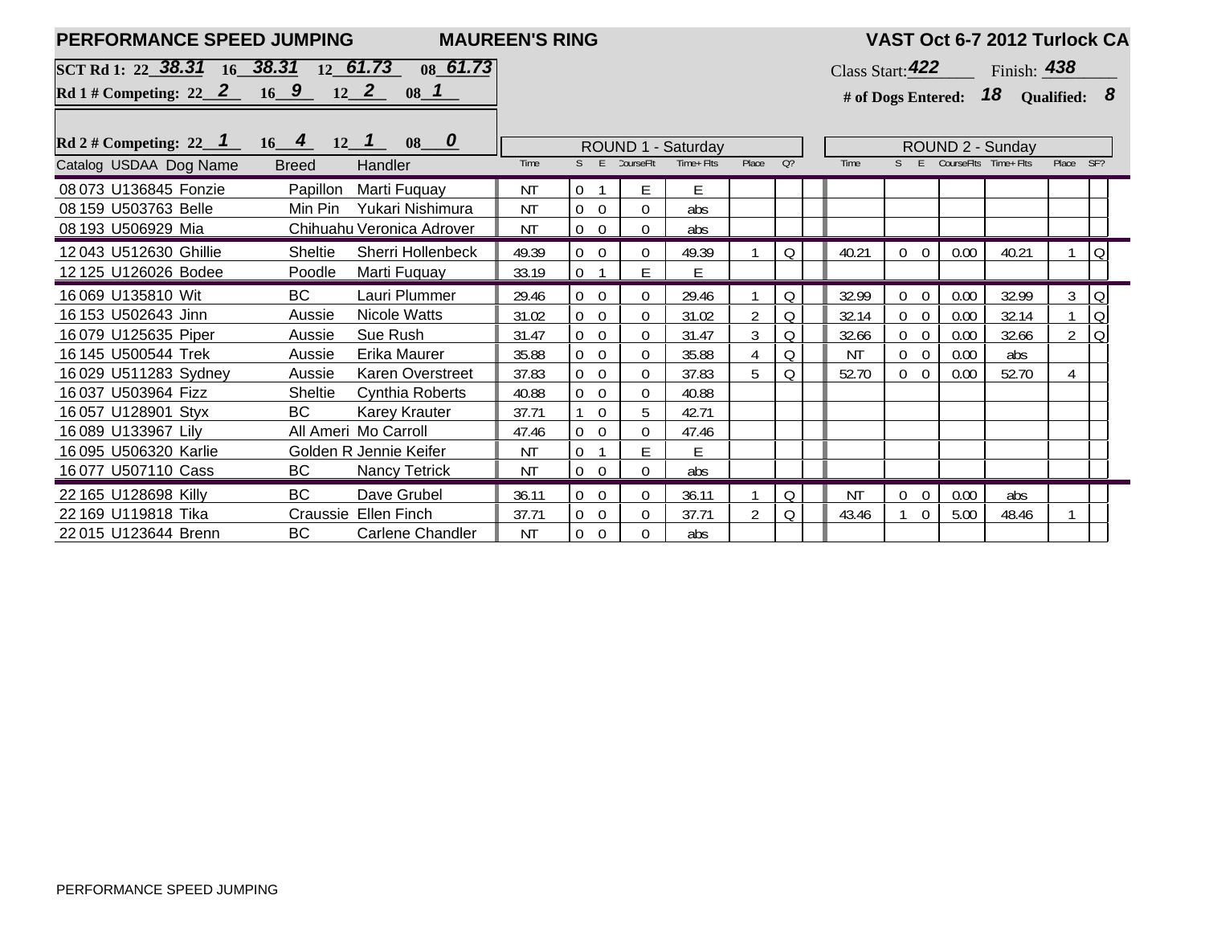**PERFORMANCE SPEED JUMPING** — **MAUREEN'S RING** — **VAST Oct 6-7 2012 Turlock CA**

SCT Rd 1: 22 **38.31** 16 **38.31** 12 **61.73** 08 **61.73**

Rd 1 # Competing: 22 **2** 16 **9** 12 **2** 08 **1**

Rd 2 # Competing: 22 **1** 16 **4** 12 **1** 08 **0**

Class Start: **422** Finish: **438**

# of Dogs Entered: **18** Qualified: **8**

| Catalog | USDAA | Dog Name | Breed | Handler | ROUND 1 - Saturday Time | S | E | CourseFlt | Time+ Flts | Place | Q? | ROUND 2 - Sunday Time | S | E | CourseFlts | Time+ Flts | Place | SF? |
|---|---|---|---|---|---|---|---|---|---|---|---|---|---|---|---|---|---|---|
| 08 073 | U136845 | Fonzie | Papillon | Marti Fuquay | NT | 0 | 1 | E | E | | | | | | | | | |
| 08 159 | U503763 | Belle | Min Pin | Yukari Nishimura | NT | 0 | 0 | 0 | abs | | | | | | | | | |
| 08 193 | U506929 | Mia | Chihuahu | Veronica Adrover | NT | 0 | 0 | 0 | abs | | | | | | | | | |
| 12 043 | U512630 | Ghillie | Sheltie | Sherri Hollenbeck | 49.39 | 0 | 0 | 0 | 49.39 | 1 | Q | 40.21 | 0 | 0 | 0.00 | 40.21 | 1 | Q |
| 12 125 | U126026 | Bodee | Poodle | Marti Fuquay | 33.19 | 0 | 1 | E | E | | | | | | | | | |
| 16 069 | U135810 | Wit | BC | Lauri Plummer | 29.46 | 0 | 0 | 0 | 29.46 | 1 | Q | 32.99 | 0 | 0 | 0.00 | 32.99 | 3 | Q |
| 16 153 | U502643 | Jinn | Aussie | Nicole Watts | 31.02 | 0 | 0 | 0 | 31.02 | 2 | Q | 32.14 | 0 | 0 | 0.00 | 32.14 | 1 | Q |
| 16 079 | U125635 | Piper | Aussie | Sue Rush | 31.47 | 0 | 0 | 0 | 31.47 | 3 | Q | 32.66 | 0 | 0 | 0.00 | 32.66 | 2 | Q |
| 16 145 | U500544 | Trek | Aussie | Erika Maurer | 35.88 | 0 | 0 | 0 | 35.88 | 4 | Q | NT | 0 | 0 | 0.00 | abs | | |
| 16 029 | U511283 | Sydney | Aussie | Karen Overstreet | 37.83 | 0 | 0 | 0 | 37.83 | 5 | Q | 52.70 | 0 | 0 | 0.00 | 52.70 | 4 | |
| 16 037 | U503964 | Fizz | Sheltie | Cynthia Roberts | 40.88 | 0 | 0 | 0 | 40.88 | | | | | | | | | |
| 16 057 | U128901 | Styx | BC | Karey Krauter | 37.71 | 1 | 0 | 5 | 42.71 | | | | | | | | | |
| 16 089 | U133967 | Lily | All Ameri | Mo Carroll | 47.46 | 0 | 0 | 0 | 47.46 | | | | | | | | | |
| 16 095 | U506320 | Karlie | Golden R | Jennie Keifer | NT | 0 | 1 | E | E | | | | | | | | | |
| 16 077 | U507110 | Cass | BC | Nancy Tetrick | NT | 0 | 0 | 0 | abs | | | | | | | | | |
| 22 165 | U128698 | Killy | BC | Dave Grubel | 36.11 | 0 | 0 | 0 | 36.11 | 1 | Q | NT | 0 | 0 | 0.00 | abs | | |
| 22 169 | U119818 | Tika | Craussie | Ellen Finch | 37.71 | 0 | 0 | 0 | 37.71 | 2 | Q | 43.46 | 1 | 0 | 5.00 | 48.46 | 1 | |
| 22 015 | U123644 | Brenn | BC | Carlene Chandler | NT | 0 | 0 | 0 | abs | | | | | | | | | |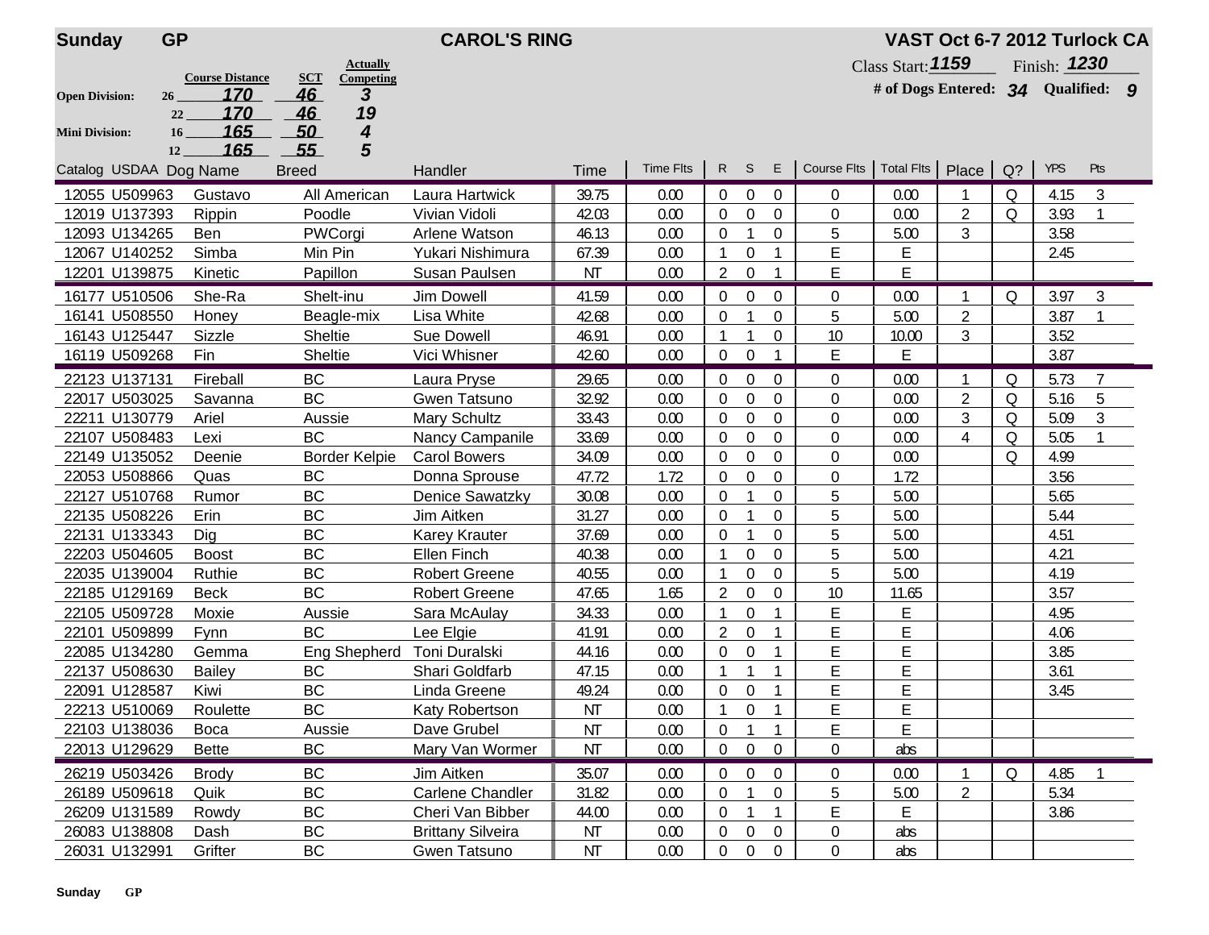**Sunday GP** **CAROL'S RING** **VAST Oct 6-7 2012 Turlock CA**

Class Start: **1159** Finish: **1230**

**# of Dogs Entered: 34 Qualified: 9**

| | | Course Distance | SCT | Actually Competing |
|---|---|---|---|---|
| **Open Division:** | 26 | 170 | 46 | 3 |
| | 22 | 170 | 46 | 19 |
| **Mini Division:** | 16 | 165 | 50 | 4 |
| | 12 | 165 | 55 | 5 |

| Catalog | USDAA | Dog Name | Breed | Handler | Time | Time Flts | R | S | E | Course Flts | Total Flts | Place | Q? | YPS | Pts |
|---|---|---|---|---|---|---|---|---|---|---|---|---|---|---|---|
| 12055 | U509963 | Gustavo | All American | Laura Hartwick | 39.75 | 0.00 | 0 | 0 | 0 | 0 | 0.00 | 1 | Q | 4.15 | 3 |
| 12019 | U137393 | Rippin | Poodle | Vivian Vidoli | 42.03 | 0.00 | 0 | 0 | 0 | 0 | 0.00 | 2 | Q | 3.93 | 1 |
| 12093 | U134265 | Ben | PWCorgi | Arlene Watson | 46.13 | 0.00 | 0 | 1 | 0 | 5 | 5.00 | 3 | | 3.58 | |
| 12067 | U140252 | Simba | Min Pin | Yukari Nishimura | 67.39 | 0.00 | 1 | 0 | 1 | E | E | | | 2.45 | |
| 12201 | U139875 | Kinetic | Papillon | Susan Paulsen | NT | 0.00 | 2 | 0 | 1 | E | E | | | | |
| 16177 | U510506 | She-Ra | Shelt-inu | Jim Dowell | 41.59 | 0.00 | 0 | 0 | 0 | 0 | 0.00 | 1 | Q | 3.97 | 3 |
| 16141 | U508550 | Honey | Beagle-mix | Lisa White | 42.68 | 0.00 | 0 | 1 | 0 | 5 | 5.00 | 2 | | 3.87 | 1 |
| 16143 | U125447 | Sizzle | Sheltie | Sue Dowell | 46.91 | 0.00 | 1 | 1 | 0 | 10 | 10.00 | 3 | | 3.52 | |
| 16119 | U509268 | Fin | Sheltie | Vici Whisner | 42.60 | 0.00 | 0 | 0 | 1 | E | E | | | 3.87 | |
| 22123 | U137131 | Fireball | BC | Laura Pryse | 29.65 | 0.00 | 0 | 0 | 0 | 0 | 0.00 | 1 | Q | 5.73 | 7 |
| 22017 | U503025 | Savanna | BC | Gwen Tatsuno | 32.92 | 0.00 | 0 | 0 | 0 | 0 | 0.00 | 2 | Q | 5.16 | 5 |
| 22211 | U130779 | Ariel | Aussie | Mary Schultz | 33.43 | 0.00 | 0 | 0 | 0 | 0 | 0.00 | 3 | Q | 5.09 | 3 |
| 22107 | U508483 | Lexi | BC | Nancy Campanile | 33.69 | 0.00 | 0 | 0 | 0 | 0 | 0.00 | 4 | Q | 5.05 | 1 |
| 22149 | U135052 | Deenie | Border Kelpie | Carol Bowers | 34.09 | 0.00 | 0 | 0 | 0 | 0 | 0.00 | | Q | 4.99 | |
| 22053 | U508866 | Quas | BC | Donna Sprouse | 47.72 | 1.72 | 0 | 0 | 0 | 0 | 1.72 | | | 3.56 | |
| 22127 | U510768 | Rumor | BC | Denice Sawatzky | 30.08 | 0.00 | 0 | 1 | 0 | 5 | 5.00 | | | 5.65 | |
| 22135 | U508226 | Erin | BC | Jim Aitken | 31.27 | 0.00 | 0 | 1 | 0 | 5 | 5.00 | | | 5.44 | |
| 22131 | U133343 | Dig | BC | Karey Krauter | 37.69 | 0.00 | 0 | 1 | 0 | 5 | 5.00 | | | 4.51 | |
| 22203 | U504605 | Boost | BC | Ellen Finch | 40.38 | 0.00 | 1 | 0 | 0 | 5 | 5.00 | | | 4.21 | |
| 22035 | U139004 | Ruthie | BC | Robert Greene | 40.55 | 0.00 | 1 | 0 | 0 | 5 | 5.00 | | | 4.19 | |
| 22185 | U129169 | Beck | BC | Robert Greene | 47.65 | 1.65 | 2 | 0 | 0 | 10 | 11.65 | | | 3.57 | |
| 22105 | U509728 | Moxie | Aussie | Sara McAulay | 34.33 | 0.00 | 1 | 0 | 1 | E | E | | | 4.95 | |
| 22101 | U509899 | Fynn | BC | Lee Elgie | 41.91 | 0.00 | 2 | 0 | 1 | E | E | | | 4.06 | |
| 22085 | U134280 | Gemma | Eng Shepherd | Toni Duralski | 44.16 | 0.00 | 0 | 0 | 1 | E | E | | | 3.85 | |
| 22137 | U508630 | Bailey | BC | Shari Goldfarb | 47.15 | 0.00 | 1 | 1 | 1 | E | E | | | 3.61 | |
| 22091 | U128587 | Kiwi | BC | Linda Greene | 49.24 | 0.00 | 0 | 0 | 1 | E | E | | | 3.45 | |
| 22213 | U510069 | Roulette | BC | Katy Robertson | NT | 0.00 | 1 | 0 | 1 | E | E | | | | |
| 22103 | U138036 | Boca | Aussie | Dave Grubel | NT | 0.00 | 0 | 1 | 1 | E | E | | | | |
| 22013 | U129629 | Bette | BC | Mary Van Wormer | NT | 0.00 | 0 | 0 | 0 | 0 | abs | | | | |
| 26219 | U503426 | Brody | BC | Jim Aitken | 35.07 | 0.00 | 0 | 0 | 0 | 0 | 0.00 | 1 | Q | 4.85 | 1 |
| 26189 | U509618 | Quik | BC | Carlene Chandler | 31.82 | 0.00 | 0 | 1 | 0 | 5 | 5.00 | 2 | | 5.34 | |
| 26209 | U131589 | Rowdy | BC | Cheri Van Bibber | 44.00 | 0.00 | 0 | 1 | 1 | E | E | | | 3.86 | |
| 26083 | U138808 | Dash | BC | Brittany Silveira | NT | 0.00 | 0 | 0 | 0 | 0 | abs | | | | |
| 26031 | U132991 | Grifter | BC | Gwen Tatsuno | NT | 0.00 | 0 | 0 | 0 | 0 | abs | | | | |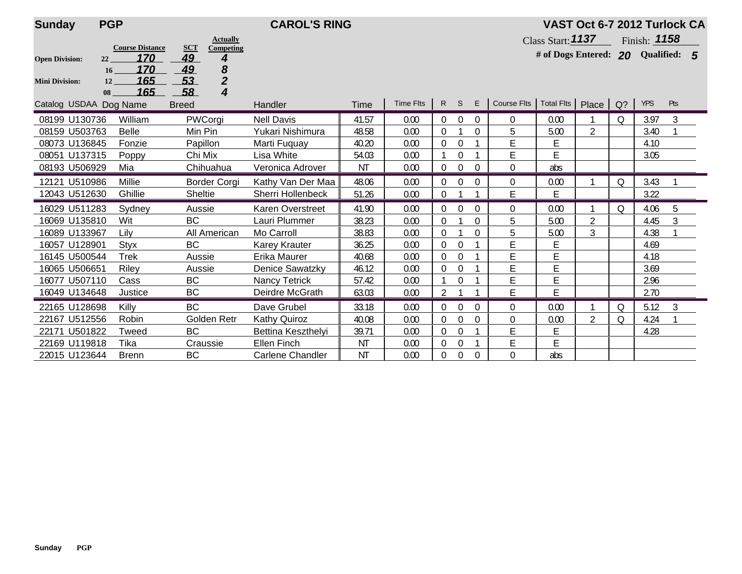**Sunday** **PGP** **CAROL'S RING** **VAST Oct 6-7 2012 Turlock CA**

Class Start: *1137* Finish: *1158*

**# of Dogs Entered:** *20* **Qualified:** *5*

| | | Course Distance | SCT | Actually Competing |
|---|---|---|---|---|
| **Open Division:** | 22 | *170* | *49* | *4* |
| | 16 | *170* | *49* | *8* |
| **Mini Division:** | 12 | *165* | *53* | *2* |
| | 08 | *165* | *58* | *4* |

| Catalog | USDAA | Dog Name | Breed | Handler | Time | Time Flts | R | S | E | Course Flts | Total Flts | Place | Q? | YPS | Pts |
|---|---|---|---|---|---|---|---|---|---|---|---|---|---|---|---|
| 08199 | U130736 | William | PWCorgi | Nell Davis | 41.57 | 0.00 | 0 | 0 | 0 | 0 | 0.00 | 1 | Q | 3.97 | 3 |
| 08159 | U503763 | Belle | Min Pin | Yukari Nishimura | 48.58 | 0.00 | 0 | 1 | 0 | 5 | 5.00 | 2 | | 3.40 | 1 |
| 08073 | U136845 | Fonzie | Papillon | Marti Fuquay | 40.20 | 0.00 | 0 | 0 | 1 | E | E | | | 4.10 | |
| 08051 | U137315 | Poppy | Chi Mix | Lisa White | 54.03 | 0.00 | 1 | 0 | 1 | E | E | | | 3.05 | |
| 08193 | U506929 | Mia | Chihuahua | Veronica Adrover | NT | 0.00 | 0 | 0 | 0 | 0 | abs | | | | |
| 12121 | U510986 | Millie | Border Corgi | Kathy Van Der Maa | 48.06 | 0.00 | 0 | 0 | 0 | 0 | 0.00 | 1 | Q | 3.43 | 1 |
| 12043 | U512630 | Ghillie | Sheltie | Sherri Hollenbeck | 51.26 | 0.00 | 0 | 1 | 1 | E | E | | | 3.22 | |
| 16029 | U511283 | Sydney | Aussie | Karen Overstreet | 41.90 | 0.00 | 0 | 0 | 0 | 0 | 0.00 | 1 | Q | 4.06 | 5 |
| 16069 | U135810 | Wit | BC | Lauri Plummer | 38.23 | 0.00 | 0 | 1 | 0 | 5 | 5.00 | 2 | | 4.45 | 3 |
| 16089 | U133967 | Lily | All American | Mo Carroll | 38.83 | 0.00 | 0 | 1 | 0 | 5 | 5.00 | 3 | | 4.38 | 1 |
| 16057 | U128901 | Styx | BC | Karey Krauter | 36.25 | 0.00 | 0 | 0 | 1 | E | E | | | 4.69 | |
| 16145 | U500544 | Trek | Aussie | Erika Maurer | 40.68 | 0.00 | 0 | 0 | 1 | E | E | | | 4.18 | |
| 16065 | U506651 | Riley | Aussie | Denice Sawatzky | 46.12 | 0.00 | 0 | 0 | 1 | E | E | | | 3.69 | |
| 16077 | U507110 | Cass | BC | Nancy Tetrick | 57.42 | 0.00 | 1 | 0 | 1 | E | E | | | 2.96 | |
| 16049 | U134648 | Justice | BC | Deirdre McGrath | 63.03 | 0.00 | 2 | 1 | 1 | E | E | | | 2.70 | |
| 22165 | U128698 | Killy | BC | Dave Grubel | 33.18 | 0.00 | 0 | 0 | 0 | 0 | 0.00 | 1 | Q | 5.12 | 3 |
| 22167 | U512556 | Robin | Golden Retr | Kathy Quiroz | 40.08 | 0.00 | 0 | 0 | 0 | 0 | 0.00 | 2 | Q | 4.24 | 1 |
| 22171 | U501822 | Tweed | BC | Bettina Keszthelyi | 39.71 | 0.00 | 0 | 0 | 1 | E | E | | | 4.28 | |
| 22169 | U119818 | Tika | Craussie | Ellen Finch | NT | 0.00 | 0 | 0 | 1 | E | E | | | | |
| 22015 | U123644 | Brenn | BC | Carlene Chandler | NT | 0.00 | 0 | 0 | 0 | 0 | abs | | | | |